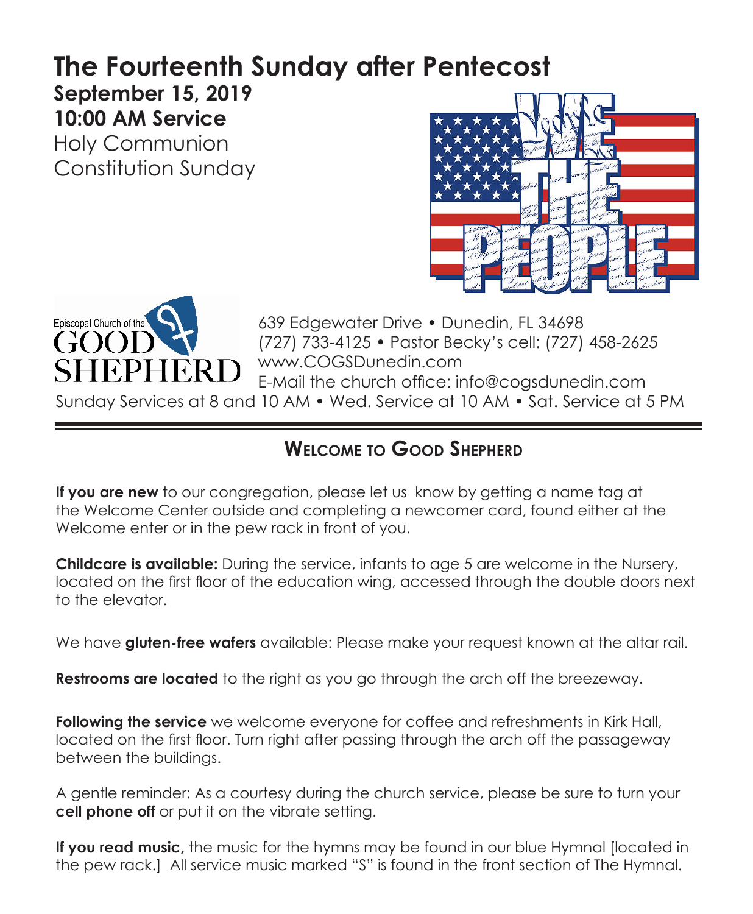# The Fourteenth Sunday after Pentecost

**September 15, 2019**
**10:00 AM Service**
Holy Communion
Constitution Sunday

Episcopal Church of the GOOD SHEPHERD

639 Edgewater Drive • Dunedin, FL 34698
(727) 733-4125 • Pastor Becky's cell: (727) 458-2625
www.COGSDunedin.com
E-Mail the church office: info@cogsdunedin.com
Sunday Services at 8 and 10 AM • Wed. Service at 10 AM • Sat. Service at 5 PM

## Welcome to Good Shepherd

**If you are new** to our congregation, please let us know by getting a name tag at the Welcome Center outside and completing a newcomer card, found either at the Welcome enter or in the pew rack in front of you.

**Childcare is available:** During the service, infants to age 5 are welcome in the Nursery, located on the first floor of the education wing, accessed through the double doors next to the elevator.

We have **gluten-free wafers** available: Please make your request known at the altar rail.

**Restrooms are located** to the right as you go through the arch off the breezeway.

**Following the service** we welcome everyone for coffee and refreshments in Kirk Hall, located on the first floor. Turn right after passing through the arch off the passageway between the buildings.

A gentle reminder: As a courtesy during the church service, please be sure to turn your **cell phone off** or put it on the vibrate setting.

**If you read music,** the music for the hymns may be found in our blue Hymnal [located in the pew rack.] All service music marked "S" is found in the front section of The Hymnal.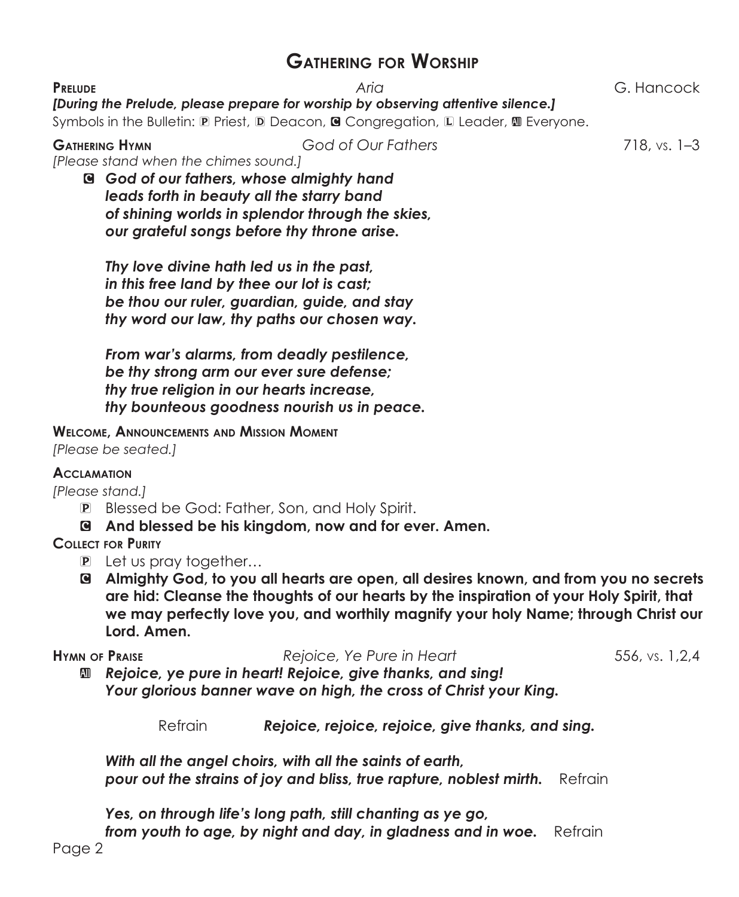# Gathering for Worship

**Prelude** *Aria* G. Hancock

***[During the Prelude, please prepare for worship by observing attentive silence.]***

Symbols in the Bulletin: P Priest, D Deacon, C Congregation, L Leader, All Everyone.

**Gathering Hymn** *God of Our Fathers* 718, vs. 1–3

*[Please stand when the chimes sound.]*

C ***God of our fathers, whose almighty hand***
***leads forth in beauty all the starry band***
***of shining worlds in splendor through the skies,***
***our grateful songs before thy throne arise.***

***Thy love divine hath led us in the past,***
***in this free land by thee our lot is cast;***
***be thou our ruler, guardian, guide, and stay***
***thy word our law, thy paths our chosen way.***

***From war's alarms, from deadly pestilence,***
***be thy strong arm our ever sure defense;***
***thy true religion in our hearts increase,***
***thy bounteous goodness nourish us in peace.***

**Welcome, Announcements and Mission Moment**

*[Please be seated.]*

**Acclamation**

*[Please stand.]*

P Blessed be God: Father, Son, and Holy Spirit.

C **And blessed be his kingdom, now and for ever. Amen.**

**Collect for Purity**

P Let us pray together…

C **Almighty God, to you all hearts are open, all desires known, and from you no secrets are hid: Cleanse the thoughts of our hearts by the inspiration of your Holy Spirit, that we may perfectly love you, and worthily magnify your holy Name; through Christ our Lord. Amen.**

**Hymn of Praise** *Rejoice, Ye Pure in Heart* 556, vs. 1,2,4

All ***Rejoice, ye pure in heart! Rejoice, give thanks, and sing!***
***Your glorious banner wave on high, the cross of Christ your King.***

Refrain ***Rejoice, rejoice, rejoice, give thanks, and sing.***

***With all the angel choirs, with all the saints of earth,***
***pour out the strains of joy and bliss, true rapture, noblest mirth.*** Refrain

***Yes, on through life's long path, still chanting as ye go,***
***from youth to age, by night and day, in gladness and in woe.*** Refrain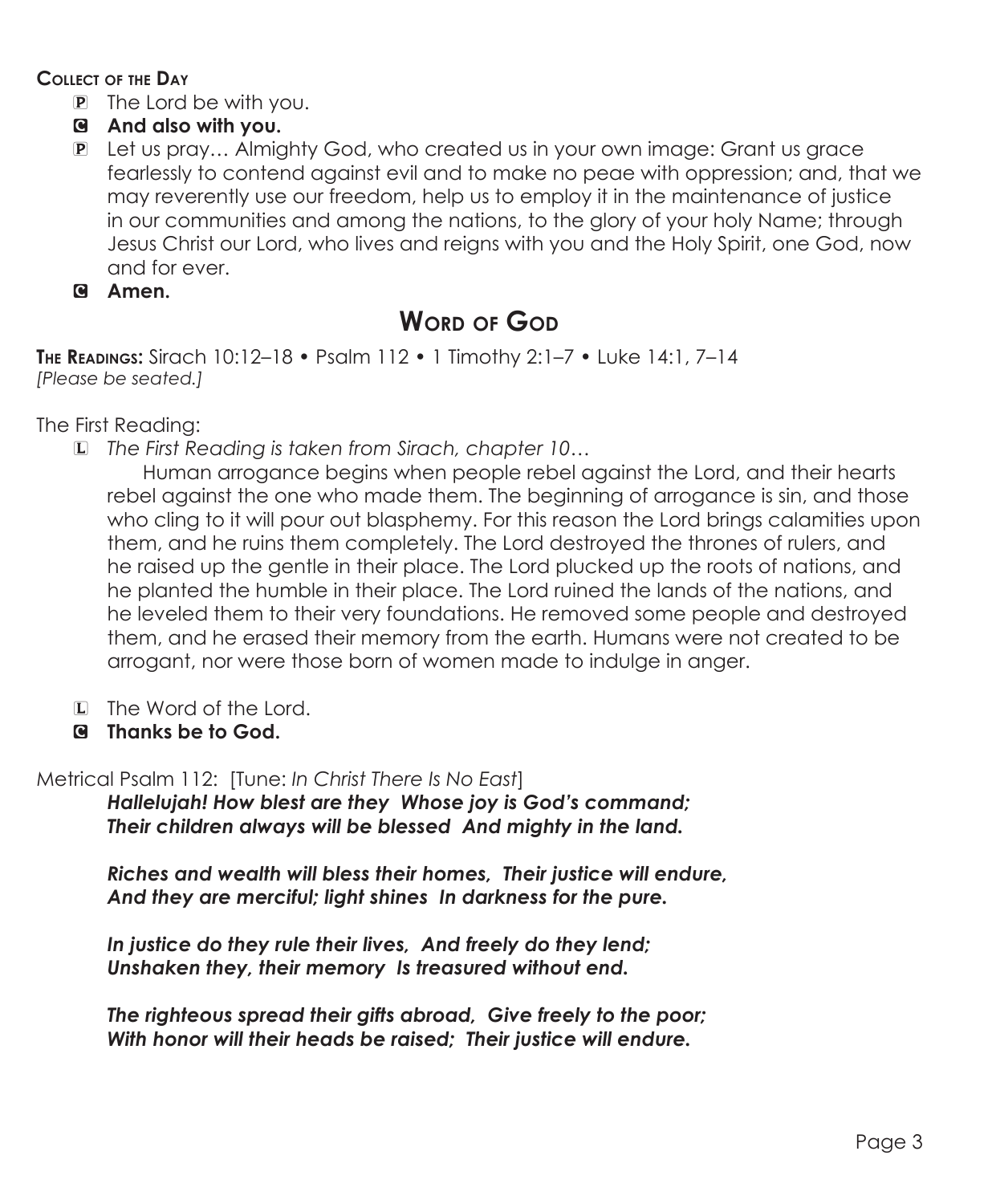**Collect of the Day**

P The Lord be with you.

C **And also with you.**

P Let us pray… Almighty God, who created us in your own image: Grant us grace fearlessly to contend against evil and to make no peae with oppression; and, that we may reverently use our freedom, help us to employ it in the maintenance of justice in our communities and among the nations, to the glory of your holy Name; through Jesus Christ our Lord, who lives and reigns with you and the Holy Spirit, one God, now and for ever.

C **Amen.**

## Word of God

**The Readings:** Sirach 10:12–18 • Psalm 112 • 1 Timothy 2:1–7 • Luke 14:1, 7–14
*[Please be seated.]*

The First Reading:

L *The First Reading is taken from Sirach, chapter 10…*

Human arrogance begins when people rebel against the Lord, and their hearts rebel against the one who made them. The beginning of arrogance is sin, and those who cling to it will pour out blasphemy. For this reason the Lord brings calamities upon them, and he ruins them completely. The Lord destroyed the thrones of rulers, and he raised up the gentle in their place. The Lord plucked up the roots of nations, and he planted the humble in their place. The Lord ruined the lands of the nations, and he leveled them to their very foundations. He removed some people and destroyed them, and he erased their memory from the earth. Humans were not created to be arrogant, nor were those born of women made to indulge in anger.

L The Word of the Lord.

C **Thanks be to God.**

Metrical Psalm 112: [Tune: *In Christ There Is No East*]

***Hallelujah! How blest are they Whose joy is God's command;***
***Their children always will be blessed And mighty in the land.***

***Riches and wealth will bless their homes, Their justice will endure,***
***And they are merciful; light shines In darkness for the pure.***

***In justice do they rule their lives, And freely do they lend;***
***Unshaken they, their memory Is treasured without end.***

***The righteous spread their gifts abroad, Give freely to the poor;***
***With honor will their heads be raised; Their justice will endure.***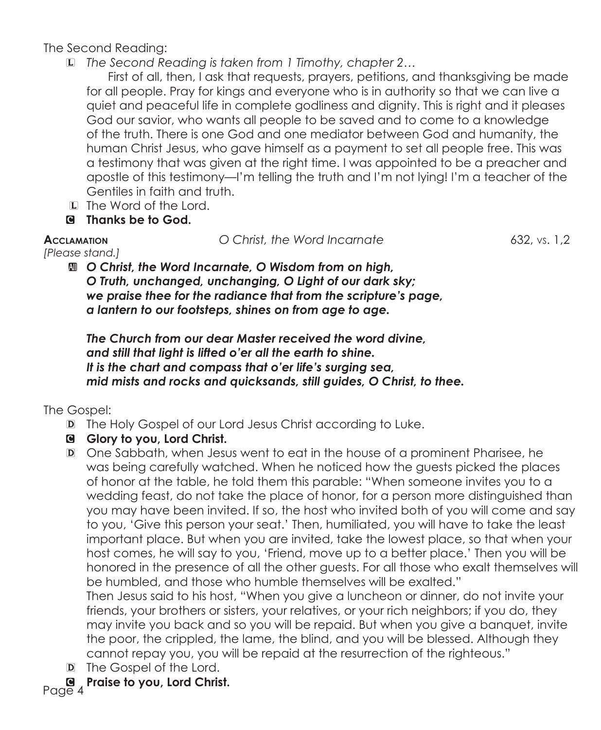The Second Reading:

L *The Second Reading is taken from 1 Timothy, chapter 2…*

First of all, then, I ask that requests, prayers, petitions, and thanksgiving be made for all people. Pray for kings and everyone who is in authority so that we can live a quiet and peaceful life in complete godliness and dignity. This is right and it pleases God our savior, who wants all people to be saved and to come to a knowledge of the truth. There is one God and one mediator between God and humanity, the human Christ Jesus, who gave himself as a payment to set all people free. This was a testimony that was given at the right time. I was appointed to be a preacher and apostle of this testimony—I'm telling the truth and I'm not lying! I'm a teacher of the Gentiles in faith and truth.

L The Word of the Lord.

C **Thanks be to God.**

**Acclamation** *O Christ, the Word Incarnate* 632, vs. 1,2

*[Please stand.]*

A ***O Christ, the Word Incarnate, O Wisdom from on high,***
***O Truth, unchanged, unchanging, O Light of our dark sky;***
***we praise thee for the radiance that from the scripture's page,***
***a lantern to our footsteps, shines on from age to age.***

***The Church from our dear Master received the word divine,***
***and still that light is lifted o'er all the earth to shine.***
***It is the chart and compass that o'er life's surging sea,***
***mid mists and rocks and quicksands, still guides, O Christ, to thee.***

The Gospel:

D The Holy Gospel of our Lord Jesus Christ according to Luke.

C **Glory to you, Lord Christ.**

D One Sabbath, when Jesus went to eat in the house of a prominent Pharisee, he was being carefully watched. When he noticed how the guests picked the places of honor at the table, he told them this parable: "When someone invites you to a wedding feast, do not take the place of honor, for a person more distinguished than you may have been invited. If so, the host who invited both of you will come and say to you, 'Give this person your seat.' Then, humiliated, you will have to take the least important place. But when you are invited, take the lowest place, so that when your host comes, he will say to you, 'Friend, move up to a better place.' Then you will be honored in the presence of all the other guests. For all those who exalt themselves will be humbled, and those who humble themselves will be exalted."
Then Jesus said to his host, "When you give a luncheon or dinner, do not invite your friends, your brothers or sisters, your relatives, or your rich neighbors; if you do, they may invite you back and so you will be repaid. But when you give a banquet, invite the poor, the crippled, the lame, the blind, and you will be blessed. Although they cannot repay you, you will be repaid at the resurrection of the righteous."

D The Gospel of the Lord.

C **Praise to you, Lord Christ.**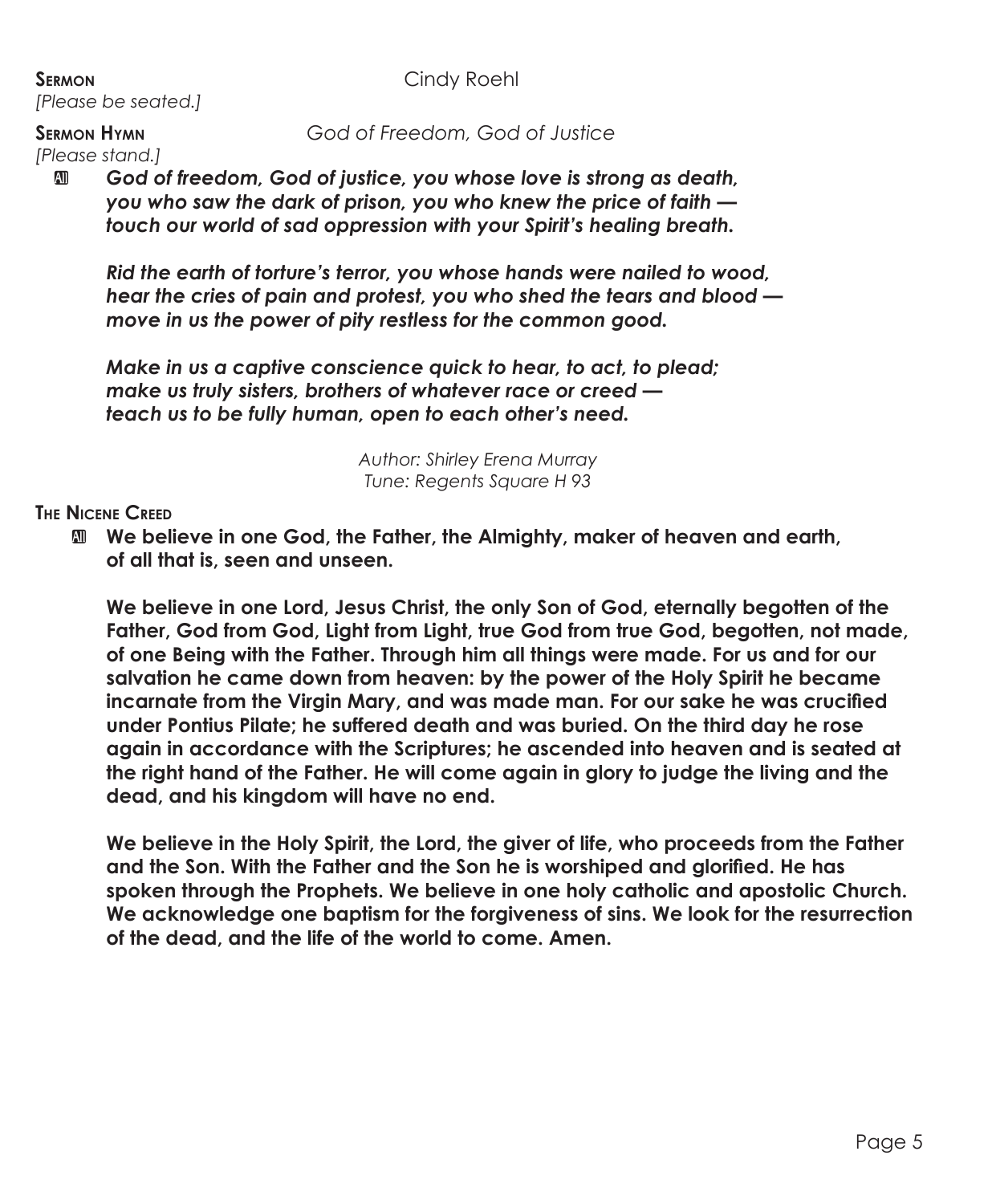**Sermon** Cindy Roehl

*[Please be seated.]*

**Sermon Hymn** *God of Freedom, God of Justice*

*[Please stand.]*

All ***God of freedom, God of justice, you whose love is strong as death,***
***you who saw the dark of prison, you who knew the price of faith —***
***touch our world of sad oppression with your Spirit's healing breath.***

***Rid the earth of torture's terror, you whose hands were nailed to wood,***
***hear the cries of pain and protest, you who shed the tears and blood —***
***move in us the power of pity restless for the common good.***

***Make in us a captive conscience quick to hear, to act, to plead;***
***make us truly sisters, brothers of whatever race or creed —***
***teach us to be fully human, open to each other's need.***

*Author: Shirley Erena Murray*
*Tune: Regents Square H 93*

**The Nicene Creed**

All **We believe in one God, the Father, the Almighty, maker of heaven and earth, of all that is, seen and unseen.**

**We believe in one Lord, Jesus Christ, the only Son of God, eternally begotten of the Father, God from God, Light from Light, true God from true God, begotten, not made, of one Being with the Father. Through him all things were made. For us and for our salvation he came down from heaven: by the power of the Holy Spirit he became incarnate from the Virgin Mary, and was made man. For our sake he was crucified under Pontius Pilate; he suffered death and was buried. On the third day he rose again in accordance with the Scriptures; he ascended into heaven and is seated at the right hand of the Father. He will come again in glory to judge the living and the dead, and his kingdom will have no end.**

**We believe in the Holy Spirit, the Lord, the giver of life, who proceeds from the Father and the Son. With the Father and the Son he is worshiped and glorified. He has spoken through the Prophets. We believe in one holy catholic and apostolic Church. We acknowledge one baptism for the forgiveness of sins. We look for the resurrection of the dead, and the life of the world to come. Amen.**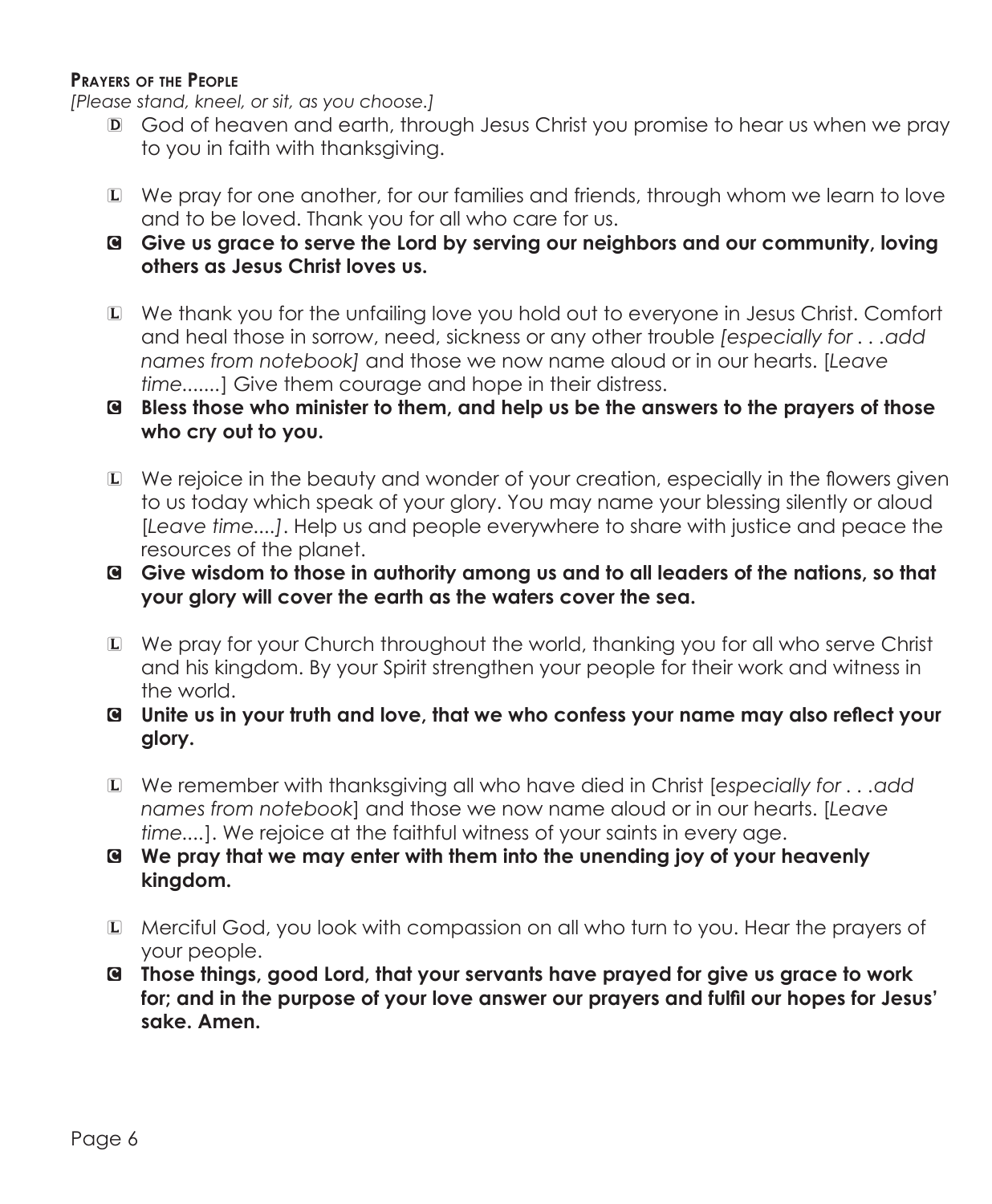### Prayers of the People

*[Please stand, kneel, or sit, as you choose.]*

D God of heaven and earth, through Jesus Christ you promise to hear us when we pray to you in faith with thanksgiving.

L We pray for one another, for our families and friends, through whom we learn to love and to be loved. Thank you for all who care for us.

**C Give us grace to serve the Lord by serving our neighbors and our community, loving others as Jesus Christ loves us.**

L We thank you for the unfailing love you hold out to everyone in Jesus Christ. Comfort and heal those in sorrow, need, sickness or any other trouble *[especially for . . .add names from notebook]* and those we now name aloud or in our hearts. [*Leave time.......*] Give them courage and hope in their distress.

**C Bless those who minister to them, and help us be the answers to the prayers of those who cry out to you.**

L We rejoice in the beauty and wonder of your creation, especially in the flowers given to us today which speak of your glory. You may name your blessing silently or aloud [*Leave time....]*. Help us and people everywhere to share with justice and peace the resources of the planet.

**C Give wisdom to those in authority among us and to all leaders of the nations, so that your glory will cover the earth as the waters cover the sea.**

L We pray for your Church throughout the world, thanking you for all who serve Christ and his kingdom. By your Spirit strengthen your people for their work and witness in the world.

**C Unite us in your truth and love, that we who confess your name may also reflect your glory.**

L We remember with thanksgiving all who have died in Christ [*especially for . . .add names from notebook*] and those we now name aloud or in our hearts. [*Leave time....*]. We rejoice at the faithful witness of your saints in every age.

**C We pray that we may enter with them into the unending joy of your heavenly kingdom.**

L Merciful God, you look with compassion on all who turn to you. Hear the prayers of your people.

**C Those things, good Lord, that your servants have prayed for give us grace to work for; and in the purpose of your love answer our prayers and fulfil our hopes for Jesus' sake. Amen.**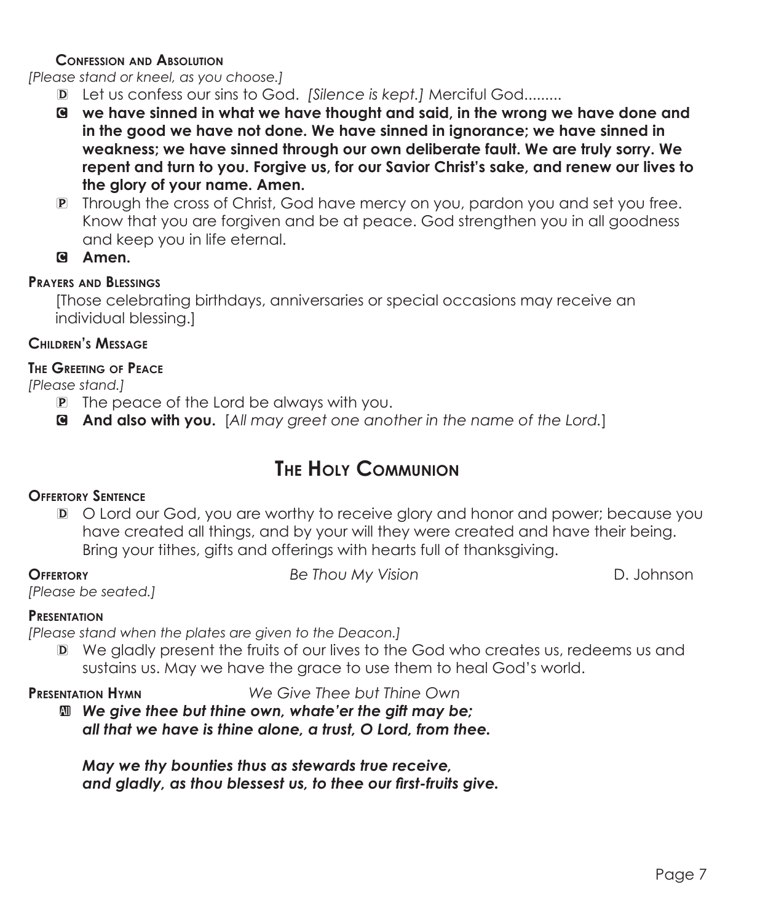**Confession and Absolution**

*[Please stand or kneel, as you choose.]*

D Let us confess our sins to God. *[Silence is kept.]* Merciful God.........

C **we have sinned in what we have thought and said, in the wrong we have done and in the good we have not done. We have sinned in ignorance; we have sinned in weakness; we have sinned through our own deliberate fault. We are truly sorry. We repent and turn to you. Forgive us, for our Savior Christ's sake, and renew our lives to the glory of your name. Amen.**

P Through the cross of Christ, God have mercy on you, pardon you and set you free. Know that you are forgiven and be at peace. God strengthen you in all goodness and keep you in life eternal.

C **Amen.**

**Prayers and Blessings**

[Those celebrating birthdays, anniversaries or special occasions may receive an individual blessing.]

**Children's Message**

**The Greeting of Peace**

*[Please stand.]*

P The peace of the Lord be always with you.

C **And also with you.** [*All may greet one another in the name of the Lord.*]

## The Holy Communion

**Offertory Sentence**

D O Lord our God, you are worthy to receive glory and honor and power; because you have created all things, and by your will they were created and have their being. Bring your tithes, gifts and offerings with hearts full of thanksgiving.

**Offertory** *Be Thou My Vision* D. Johnson

*[Please be seated.]*

**Presentation**

*[Please stand when the plates are given to the Deacon.]*

D We gladly present the fruits of our lives to the God who creates us, redeems us and sustains us. May we have the grace to use them to heal God's world.

**Presentation Hymn** *We Give Thee but Thine Own*

All ***We give thee but thine own, whate'er the gift may be;***
***all that we have is thine alone, a trust, O Lord, from thee.***

***May we thy bounties thus as stewards true receive,***
***and gladly, as thou blessest us, to thee our first-fruits give.***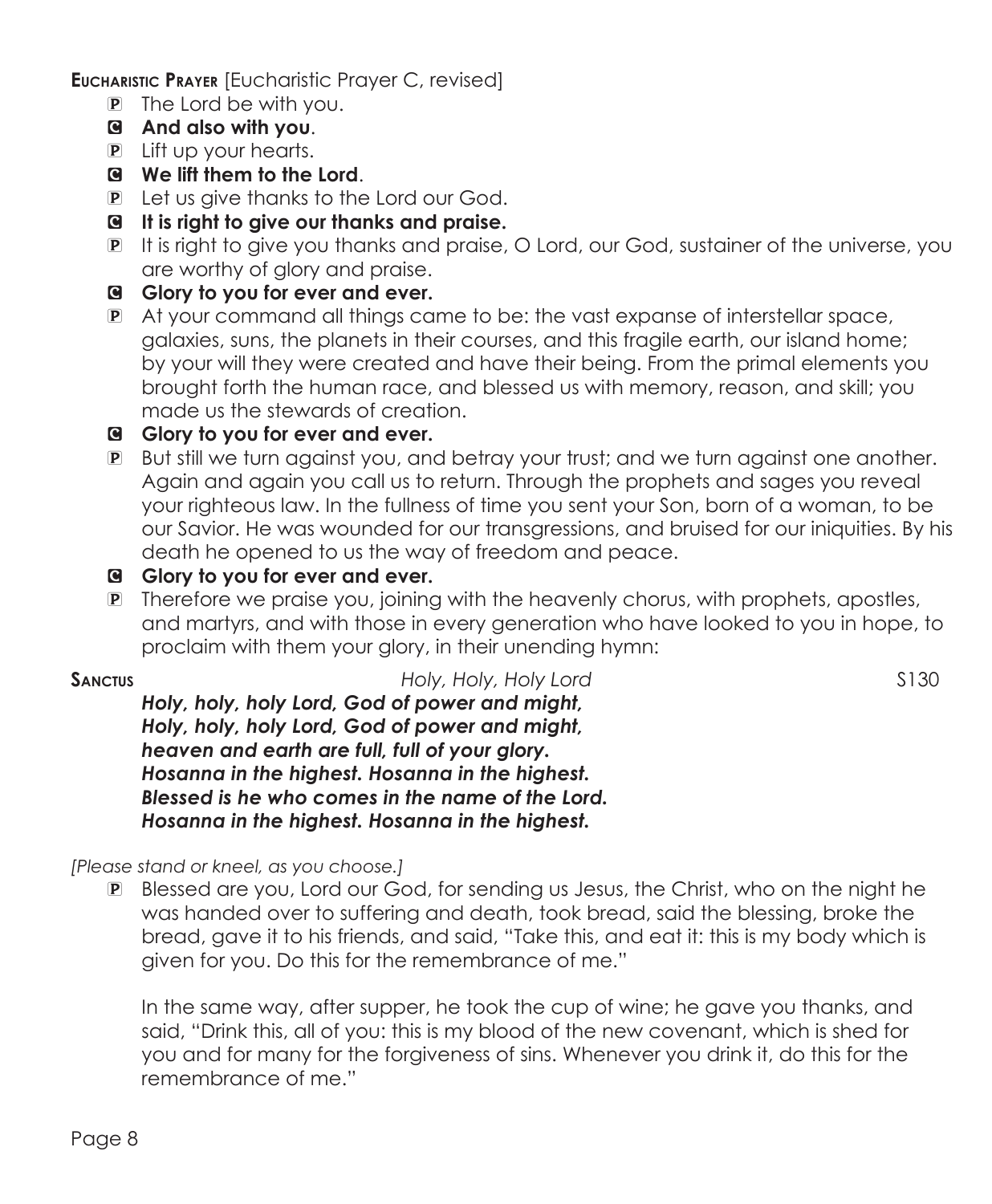**Eucharistic Prayer** [Eucharistic Prayer C, revised]

P The Lord be with you.

C **And also with you**.

P Lift up your hearts.

C **We lift them to the Lord**.

P Let us give thanks to the Lord our God.

C **It is right to give our thanks and praise.**

P It is right to give you thanks and praise, O Lord, our God, sustainer of the universe, you are worthy of glory and praise.

C **Glory to you for ever and ever.**

P At your command all things came to be: the vast expanse of interstellar space, galaxies, suns, the planets in their courses, and this fragile earth, our island home; by your will they were created and have their being. From the primal elements you brought forth the human race, and blessed us with memory, reason, and skill; you made us the stewards of creation.

C **Glory to you for ever and ever.**

P But still we turn against you, and betray your trust; and we turn against one another. Again and again you call us to return. Through the prophets and sages you reveal your righteous law. In the fullness of time you sent your Son, born of a woman, to be our Savior. He was wounded for our transgressions, and bruised for our iniquities. By his death he opened to us the way of freedom and peace.

C **Glory to you for ever and ever.**

P Therefore we praise you, joining with the heavenly chorus, with prophets, apostles, and martyrs, and with those in every generation who have looked to you in hope, to proclaim with them your glory, in their unending hymn:

**Sanctus** *Holy, Holy, Holy Lord* S130

***Holy, holy, holy Lord, God of power and might,***
***Holy, holy, holy Lord, God of power and might,***
***heaven and earth are full, full of your glory.***
***Hosanna in the highest. Hosanna in the highest.***
***Blessed is he who comes in the name of the Lord.***
***Hosanna in the highest. Hosanna in the highest.***

*[Please stand or kneel, as you choose.]*

P Blessed are you, Lord our God, for sending us Jesus, the Christ, who on the night he was handed over to suffering and death, took bread, said the blessing, broke the bread, gave it to his friends, and said, "Take this, and eat it: this is my body which is given for you. Do this for the remembrance of me."

In the same way, after supper, he took the cup of wine; he gave you thanks, and said, "Drink this, all of you: this is my blood of the new covenant, which is shed for you and for many for the forgiveness of sins. Whenever you drink it, do this for the remembrance of me."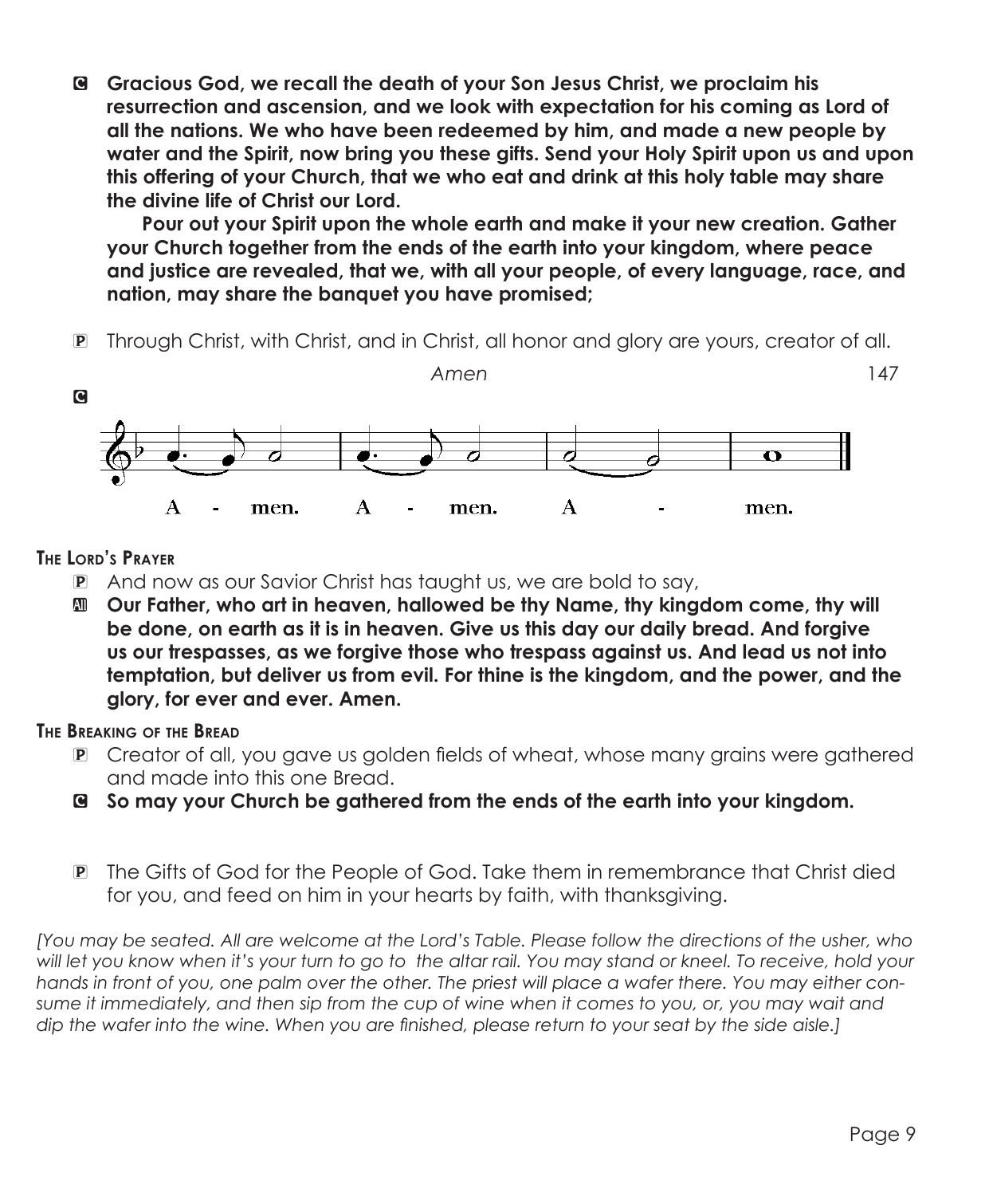C **Gracious God, we recall the death of your Son Jesus Christ, we proclaim his resurrection and ascension, and we look with expectation for his coming as Lord of all the nations. We who have been redeemed by him, and made a new people by water and the Spirit, now bring you these gifts. Send your Holy Spirit upon us and upon this offering of your Church, that we who eat and drink at this holy table may share the divine life of Christ our Lord.**

**Pour out your Spirit upon the whole earth and make it your new creation. Gather your Church together from the ends of the earth into your kingdom, where peace and justice are revealed, that we, with all your people, of every language, race, and nation, may share the banquet you have promised;**

P Through Christ, with Christ, and in Christ, all honor and glory are yours, creator of all.

*Amen* 147

C

A - men. A - men. A - men.

**The Lord's Prayer**

P And now as our Savior Christ has taught us, we are bold to say,

All **Our Father, who art in heaven, hallowed be thy Name, thy kingdom come, thy will be done, on earth as it is in heaven. Give us this day our daily bread. And forgive us our trespasses, as we forgive those who trespass against us. And lead us not into temptation, but deliver us from evil. For thine is the kingdom, and the power, and the glory, for ever and ever. Amen.**

**The Breaking of the Bread**

P Creator of all, you gave us golden fields of wheat, whose many grains were gathered and made into this one Bread.

C **So may your Church be gathered from the ends of the earth into your kingdom.**

P The Gifts of God for the People of God. Take them in remembrance that Christ died for you, and feed on him in your hearts by faith, with thanksgiving.

*[You may be seated. All are welcome at the Lord's Table. Please follow the directions of the usher, who will let you know when it's your turn to go to the altar rail. You may stand or kneel. To receive, hold your hands in front of you, one palm over the other. The priest will place a wafer there. You may either consume it immediately, and then sip from the cup of wine when it comes to you, or, you may wait and dip the wafer into the wine. When you are finished, please return to your seat by the side aisle.]*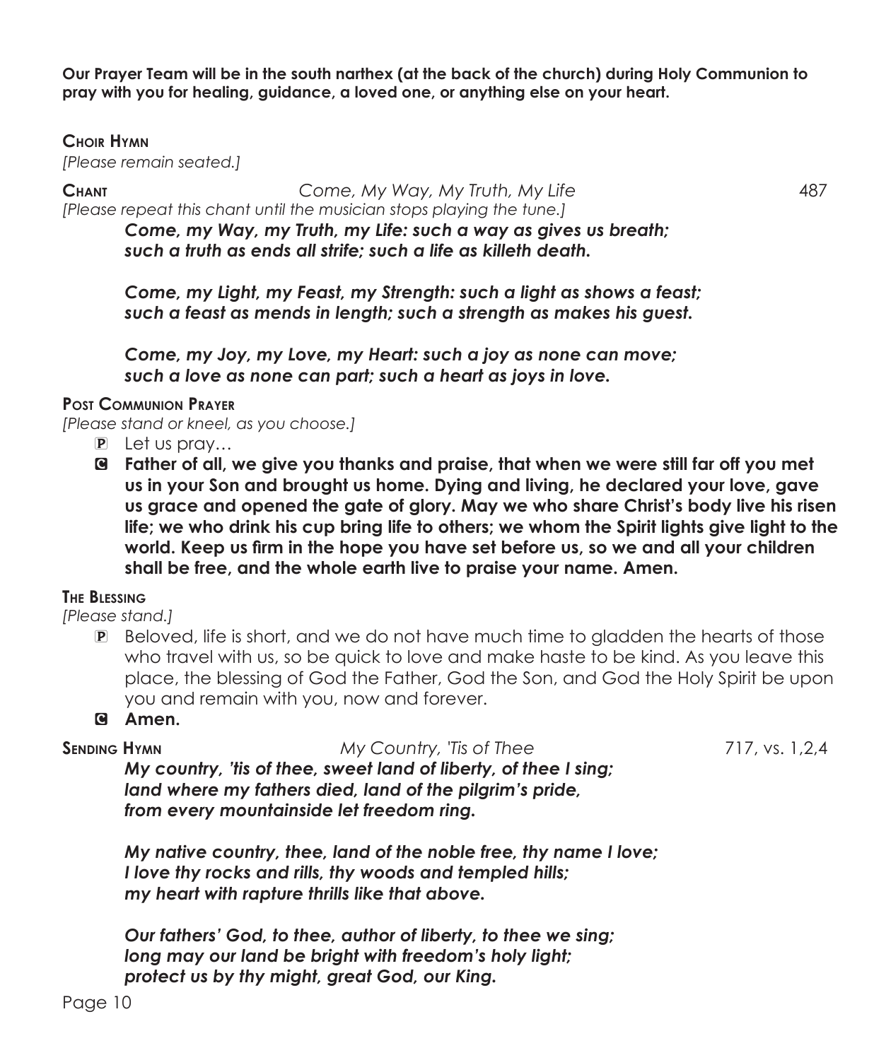**Our Prayer Team will be in the south narthex (at the back of the church) during Holy Communion to pray with you for healing, guidance, a loved one, or anything else on your heart.**

### Choir Hymn

*[Please remain seated.]*

**Chant** *Come, My Way, My Truth, My Life* 487

*[Please repeat this chant until the musician stops playing the tune.]*

***Come, my Way, my Truth, my Life: such a way as gives us breath;***
***such a truth as ends all strife; such a life as killeth death.***

***Come, my Light, my Feast, my Strength: such a light as shows a feast;***
***such a feast as mends in length; such a strength as makes his guest.***

***Come, my Joy, my Love, my Heart: such a joy as none can move;***
***such a love as none can part; such a heart as joys in love.***

### Post Communion Prayer

*[Please stand or kneel, as you choose.]*

P Let us pray…

C **Father of all, we give you thanks and praise, that when we were still far off you met us in your Son and brought us home. Dying and living, he declared your love, gave us grace and opened the gate of glory. May we who share Christ's body live his risen life; we who drink his cup bring life to others; we whom the Spirit lights give light to the world. Keep us firm in the hope you have set before us, so we and all your children shall be free, and the whole earth live to praise your name. Amen.**

### The Blessing

*[Please stand.]*

P Beloved, life is short, and we do not have much time to gladden the hearts of those who travel with us, so be quick to love and make haste to be kind. As you leave this place, the blessing of God the Father, God the Son, and God the Holy Spirit be upon you and remain with you, now and forever.

C **Amen.**

### Sending Hymn *My Country, 'Tis of Thee* 717, vs. 1,2,4

***My country, 'tis of thee, sweet land of liberty, of thee I sing;***
***land where my fathers died, land of the pilgrim's pride,***
***from every mountainside let freedom ring.***

***My native country, thee, land of the noble free, thy name I love;***
***I love thy rocks and rills, thy woods and templed hills;***
***my heart with rapture thrills like that above.***

***Our fathers' God, to thee, author of liberty, to thee we sing;***
***long may our land be bright with freedom's holy light;***
***protect us by thy might, great God, our King.***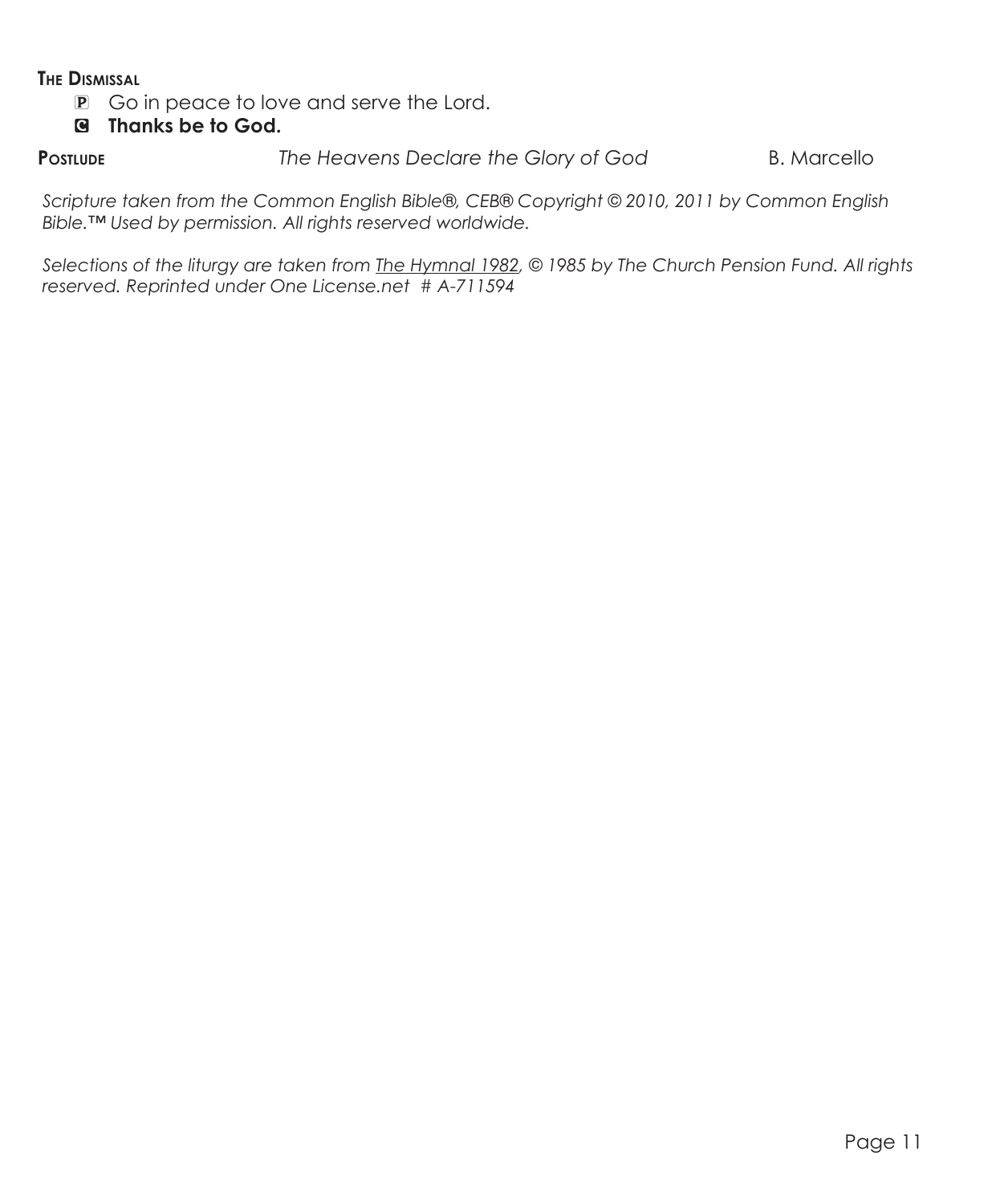**The Dismissal**

P Go in peace to love and serve the Lord.

C **Thanks be to God.**

**Postlude** *The Heavens Declare the Glory of God* B. Marcello

*Scripture taken from the Common English Bible®, CEB® Copyright © 2010, 2011 by Common English Bible.™ Used by permission. All rights reserved worldwide.*

*Selections of the liturgy are taken from The Hymnal 1982, © 1985 by The Church Pension Fund. All rights reserved. Reprinted under One License.net # A-711594*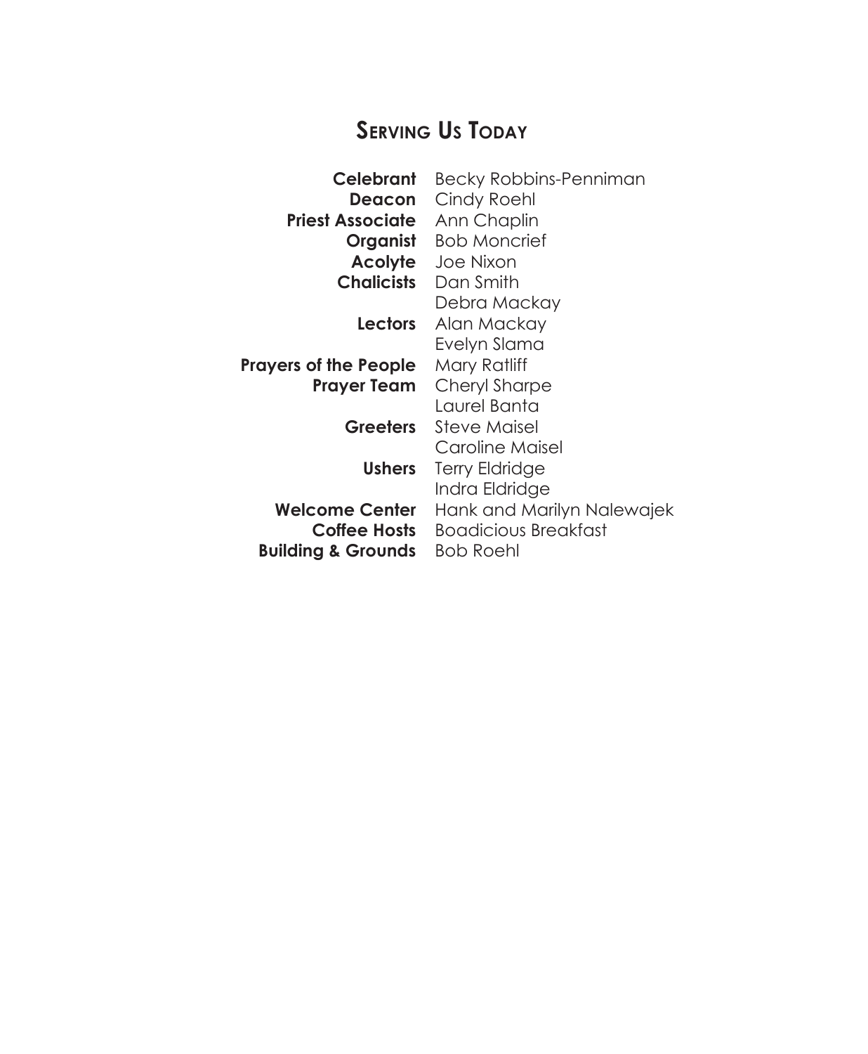## Serving Us Today

| | |
|---|---|
| **Celebrant** | Becky Robbins-Penniman |
| **Deacon** | Cindy Roehl |
| **Priest Associate** | Ann Chaplin |
| **Organist** | Bob Moncrief |
| **Acolyte** | Joe Nixon |
| **Chalicists** | Dan Smith |
| | Debra Mackay |
| **Lectors** | Alan Mackay |
| | Evelyn Slama |
| **Prayers of the People** | Mary Ratliff |
| **Prayer Team** | Cheryl Sharpe |
| | Laurel Banta |
| **Greeters** | Steve Maisel |
| | Caroline Maisel |
| **Ushers** | Terry Eldridge |
| | Indra Eldridge |
| **Welcome Center** | Hank and Marilyn Nalewajek |
| **Coffee Hosts** | Boadicious Breakfast |
| **Building & Grounds** | Bob Roehl |